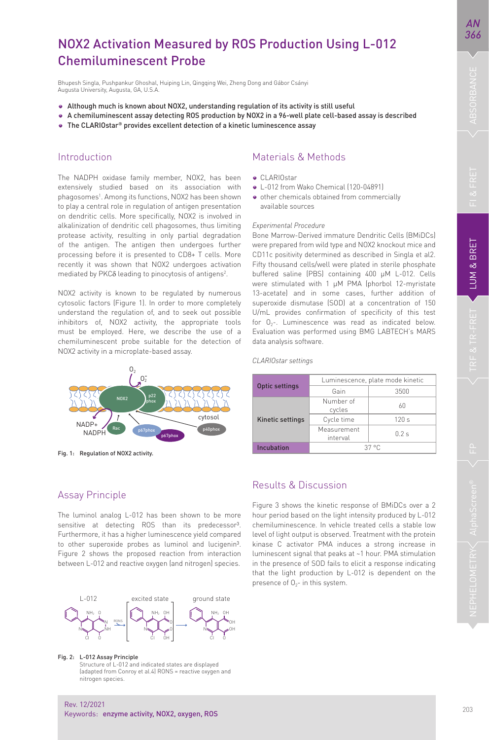# NOX2 Activation Measured by ROS Production Using L-012 Chemiluminescent Probe

Bhupesh Singla, Pushpankur Ghoshal, Huiping Lin, Qingqing Wei, Zheng Dong and Gábor Csányi
Augusta University, Augusta, GA, U.S.A.

- Although much is known about NOX2, understanding regulation of its activity is still useful
- A chemiluminescent assay detecting ROS production by NOX2 in a 96-well plate cell-based assay is described
- The CLARIOstar® provides excellent detection of a kinetic luminescence assay

## Introduction

The NADPH oxidase family member, NOX2, has been extensively studied based on its association with phagosomes[1]. Among its functions, NOX2 has been shown to play a central role in regulation of antigen presentation on dendritic cells. More specifically, NOX2 is involved in alkalinization of dendritic cell phagosomes, thus limiting protease activity, resulting in only partial degradation of the antigen. The antigen then undergoes further processing before it is presented to CD8+ T cells. More recently it was shown that NOX2 undergoes activation mediated by PKCδ leading to pinocytosis of antigens[2].

NOX2 activity is known to be regulated by numerous cytosolic factors (Figure 1). In order to more completely understand the regulation of, and to seek out possible inhibitors of, NOX2 activity, the appropriate tools must be employed. Here, we describe the use of a chemiluminescent probe suitable for the detection of NOX2 activity in a microplate-based assay.

Fig. 1: Regulation of NOX2 activity.

## Assay Principle

The luminol analog L-012 has been shown to be more sensitive at detecting ROS than its predecessor[3]. Furthermore, it has a higher luminescence yield compared to other superoxide probes as luminol and lucigenin[3]. Figure 2 shows the proposed reaction from interaction between L-012 and reactive oxygen (and nitrogen) species.

Fig. 2: L-012 Assay Principle
Structure of L-012 and indicated states are displayed (adapted from Conroy et al.4) RONS = reactive oxygen and nitrogen species.

## Materials & Methods

- CLARIOstar
- L-012 from Wako Chemical (120-04891)
- other chemicals obtained from commercially available sources

*Experimental Procedure*

Bone Marrow-Derived immature Dendritic Cells (BMiDCs) were prepared from wild type and NOX2 knockout mice and CD11c positivity determined as described in Singla et al2. Fifty thousand cells/well were plated in sterile phosphate buffered saline (PBS) containing 400 µM L-012. Cells were stimulated with 1 µM PMA (phorbol 12-myristate 13-acetate) and in some cases, further addition of superoxide dismutase (SOD) at a concentration of 150 U/mL provides confirmation of specificity of this test for $O_2$-. Luminescence was read as indicated below. Evaluation was performed using BMG LABTECH's MARS data analysis software.

*CLARIOstar settings*

| Optic settings | Luminescence, plate mode kinetic | |
|---|---|---|
| | Gain | 3500 |
| Kinetic settings | Number of cycles | 60 |
| | Cycle time | 120 s |
| | Measurement interval | 0.2 s |
| Incubation | 37 °C | |

## Results & Discussion

Figure 3 shows the kinetic response of BMiDCs over a 2 hour period based on the light intensity produced by L-012 chemiluminescence. In vehicle treated cells a stable low level of light output is observed. Treatment with the protein kinase C activator PMA induces a strong increase in luminescent signal that peaks at ~1 hour. PMA stimulation in the presence of SOD fails to elicit a response indicating that the light production by L-012 is dependent on the presence of $O_2$- in this system.

Rev. 12/2021
Keywords: **enzyme activity, NOX2, oxygen, ROS**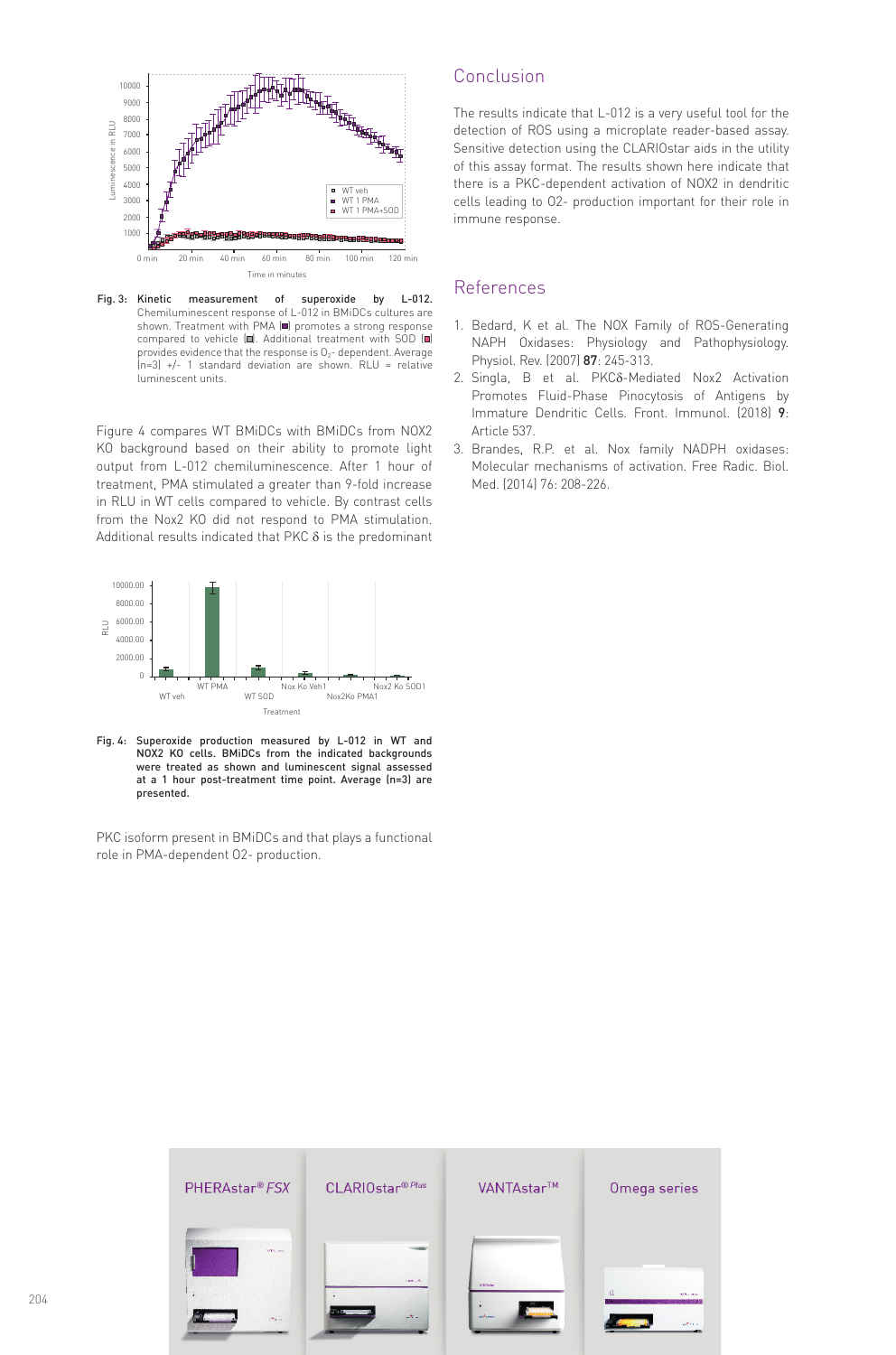10000
9000
8000
7000
6000
5000
4000
3000
2000
1000

Luminescence in RLU

0 min
20 min
40 min
60 min
80 min
100 min
120 min

Time in minutes

WT veh
WT 1 PMA
WT 1 PMA+SOD

**Fig. 3:** **Kinetic measurement of superoxide by L-012.** Chemiluminescent response of L-012 in BMiDCs cultures are shown. Treatment with PMA (■) promotes a strong response compared to vehicle (■). Additional treatment with SOD (■) provides evidence that the response is $O_2$- dependent. Average (n=3) +/- 1 standard deviation are shown. RLU = relative luminescent units.

Figure 4 compares WT BMiDCs with BMiDCs from NOX2 KO background based on their ability to promote light output from L-012 chemiluminescence. After 1 hour of treatment, PMA stimulated a greater than 9-fold increase in RLU in WT cells compared to vehicle. By contrast cells from the Nox2 KO did not respond to PMA stimulation. Additional results indicated that PKC δ is the predominant PKC isoform present in BMiDCs and that plays a functional role in PMA-dependent O2- production.

10000.00
8000.00
6000.00
4000.00
2000.00
0

RLU

WT veh
WT PMA
WT SOD
Nox Ko Veh1
Nox2Ko PMA1
Nox2 Ko SOD1

Treatment

**Fig. 4:** **Superoxide production measured by L-012 in WT and NOX2 KO cells. BMiDCs from the indicated backgrounds were treated as shown and luminescent signal assessed at a 1 hour post-treatment time point. Average (n=3) are presented.**

## Conclusion

The results indicate that L-012 is a very useful tool for the detection of ROS using a microplate reader-based assay. Sensitive detection using the CLARIOstar aids in the utility of this assay format. The results shown here indicate that there is a PKC-dependent activation of NOX2 in dendritic cells leading to O2- production important for their role in immune response.

## References

1. Bedard, K et al. The NOX Family of ROS-Generating NAPH Oxidases: Physiology and Pathophysiology. Physiol. Rev. (2007) **87**: 245-313.
2. Singla, B et al. PKCδ-Mediated Nox2 Activation Promotes Fluid-Phase Pinocytosis of Antigens by Immature Dendritic Cells. Front. Immunol. (2018) **9**: Article 537.
3. Brandes, R.P. et al. Nox family NADPH oxidases: Molecular mechanisms of activation. Free Radic. Biol. Med. (2014) 76: 208-226.

PHERAstar® *FSX*
CLARIOstar® *Plus*
VANTAstar™
Omega series